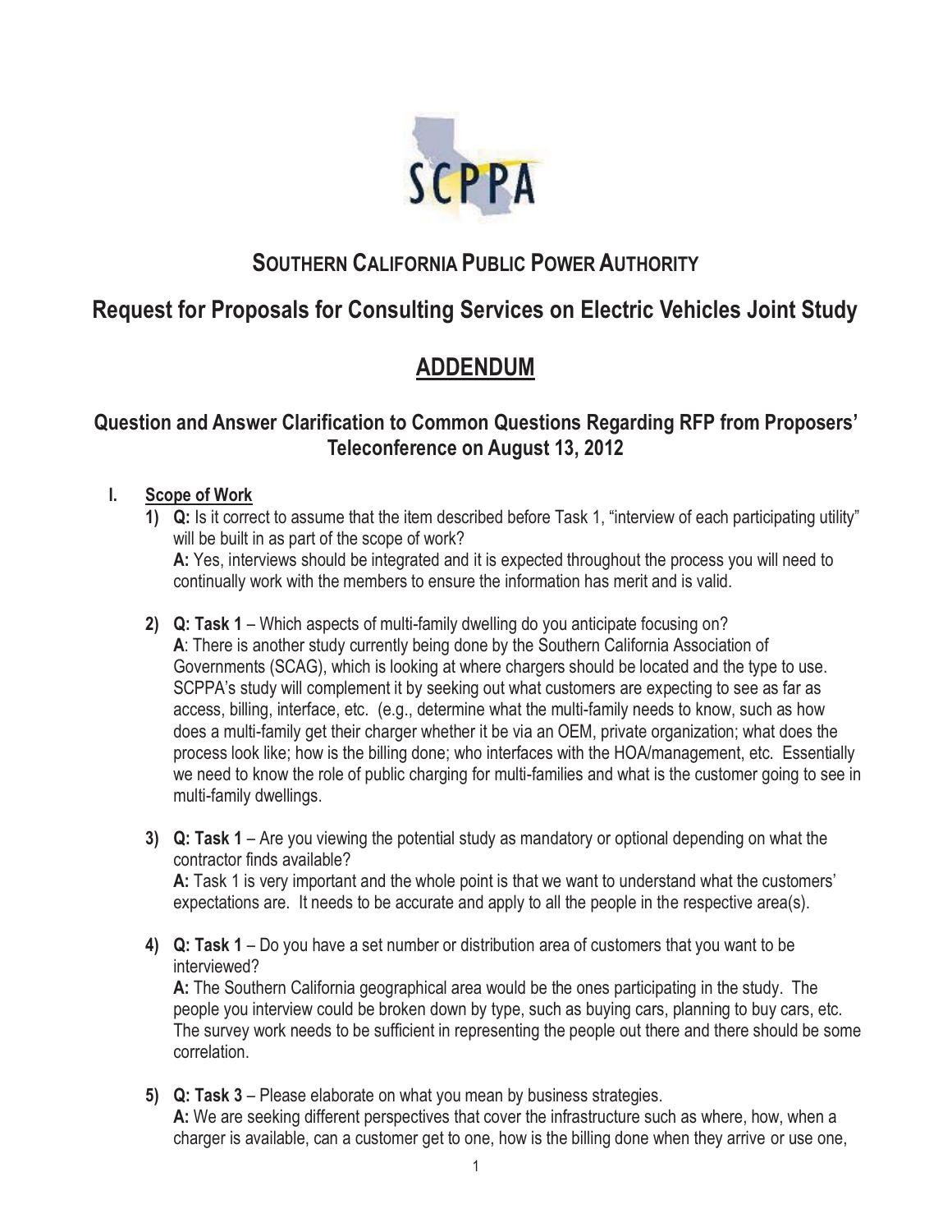# SOUTHERN CALIFORNIA PUBLIC POWER AUTHORITY

## Request for Proposals for Consulting Services on Electric Vehicles Joint Study

## ADDENDUM

### Question and Answer Clarification to Common Questions Regarding RFP from Proposers' Teleconference on August 13, 2012

I. **Scope of Work**

1) **Q:** Is it correct to assume that the item described before Task 1, "interview of each participating utility" will be built in as part of the scope of work?
   **A:** Yes, interviews should be integrated and it is expected throughout the process you will need to continually work with the members to ensure the information has merit and is valid.

2) **Q: Task 1** – Which aspects of multi-family dwelling do you anticipate focusing on?
   **A**: There is another study currently being done by the Southern California Association of Governments (SCAG), which is looking at where chargers should be located and the type to use. SCPPA's study will complement it by seeking out what customers are expecting to see as far as access, billing, interface, etc. (e.g., determine what the multi-family needs to know, such as how does a multi-family get their charger whether it be via an OEM, private organization; what does the process look like; how is the billing done; who interfaces with the HOA/management, etc. Essentially we need to know the role of public charging for multi-families and what is the customer going to see in multi-family dwellings.

3) **Q: Task 1** – Are you viewing the potential study as mandatory or optional depending on what the contractor finds available?
   **A:** Task 1 is very important and the whole point is that we want to understand what the customers' expectations are. It needs to be accurate and apply to all the people in the respective area(s).

4) **Q: Task 1** – Do you have a set number or distribution area of customers that you want to be interviewed?
   **A:** The Southern California geographical area would be the ones participating in the study. The people you interview could be broken down by type, such as buying cars, planning to buy cars, etc. The survey work needs to be sufficient in representing the people out there and there should be some correlation.

5) **Q: Task 3** – Please elaborate on what you mean by business strategies.
   **A:** We are seeking different perspectives that cover the infrastructure such as where, how, when a charger is available, can a customer get to one, how is the billing done when they arrive or use one,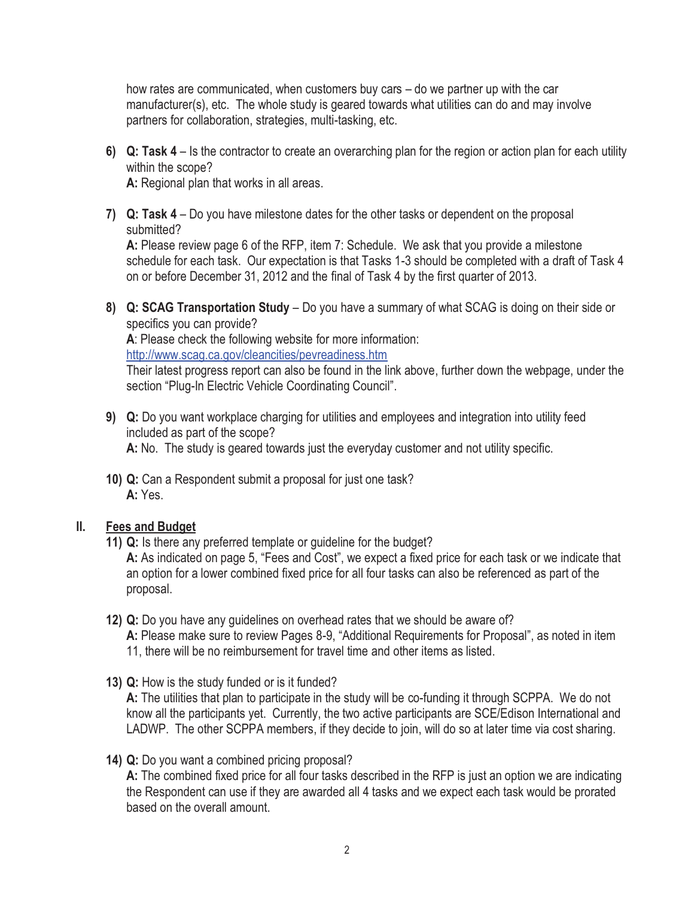how rates are communicated, when customers buy cars – do we partner up with the car manufacturer(s), etc. The whole study is geared towards what utilities can do and may involve partners for collaboration, strategies, multi-tasking, etc.

6) **Q: Task 4** – Is the contractor to create an overarching plan for the region or action plan for each utility within the scope?
   **A:** Regional plan that works in all areas.

7) **Q: Task 4** – Do you have milestone dates for the other tasks or dependent on the proposal submitted?
   **A:** Please review page 6 of the RFP, item 7: Schedule. We ask that you provide a milestone schedule for each task. Our expectation is that Tasks 1-3 should be completed with a draft of Task 4 on or before December 31, 2012 and the final of Task 4 by the first quarter of 2013.

8) **Q: SCAG Transportation Study** – Do you have a summary of what SCAG is doing on their side or specifics you can provide?
   **A**: Please check the following website for more information:
   http://www.scag.ca.gov/cleancities/pevreadiness.htm
   Their latest progress report can also be found in the link above, further down the webpage, under the section "Plug-In Electric Vehicle Coordinating Council".

9) **Q:** Do you want workplace charging for utilities and employees and integration into utility feed included as part of the scope?
   **A:** No. The study is geared towards just the everyday customer and not utility specific.

10) **Q:** Can a Respondent submit a proposal for just one task?
    **A:** Yes.

## II. Fees and Budget

11) **Q:** Is there any preferred template or guideline for the budget?
    **A:** As indicated on page 5, "Fees and Cost", we expect a fixed price for each task or we indicate that an option for a lower combined fixed price for all four tasks can also be referenced as part of the proposal.

12) **Q:** Do you have any guidelines on overhead rates that we should be aware of?
    **A:** Please make sure to review Pages 8-9, "Additional Requirements for Proposal", as noted in item 11, there will be no reimbursement for travel time and other items as listed.

13) **Q:** How is the study funded or is it funded?
    **A:** The utilities that plan to participate in the study will be co-funding it through SCPPA. We do not know all the participants yet. Currently, the two active participants are SCE/Edison International and LADWP. The other SCPPA members, if they decide to join, will do so at later time via cost sharing.

14) **Q:** Do you want a combined pricing proposal?
    **A:** The combined fixed price for all four tasks described in the RFP is just an option we are indicating the Respondent can use if they are awarded all 4 tasks and we expect each task would be prorated based on the overall amount.